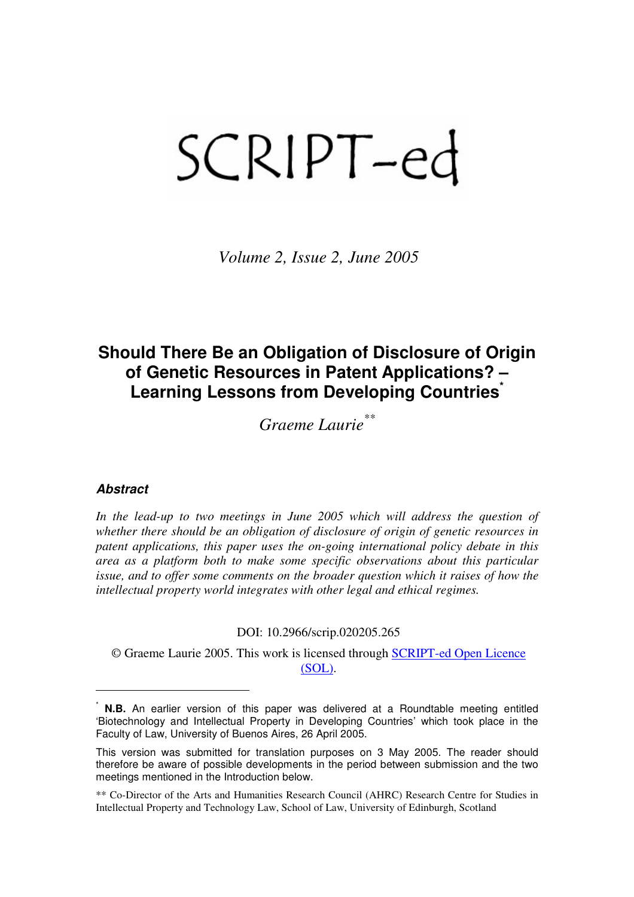# SCRIPT-ed

*Volume 2, Issue 2, June 2005*

## Should There Be an Obligation of Disclosure of Origin of Genetic Resources in Patent Applications? – Learning Lessons from Developing Countries[*]

*Graeme Laurie*[**]

### *Abstract*

*In the lead-up to two meetings in June 2005 which will address the question of whether there should be an obligation of disclosure of origin of genetic resources in patent applications, this paper uses the on-going international policy debate in this area as a platform both to make some specific observations about this particular issue, and to offer some comments on the broader question which it raises of how the intellectual property world integrates with other legal and ethical regimes.*

DOI: 10.2966/scrip.020205.265

© Graeme Laurie 2005. This work is licensed through SCRIPT-ed Open Licence (SOL).

---

[*] **N.B.** An earlier version of this paper was delivered at a Roundtable meeting entitled 'Biotechnology and Intellectual Property in Developing Countries' which took place in the Faculty of Law, University of Buenos Aires, 26 April 2005.

This version was submitted for translation purposes on 3 May 2005. The reader should therefore be aware of possible developments in the period between submission and the two meetings mentioned in the Introduction below.

[**] Co-Director of the Arts and Humanities Research Council (AHRC) Research Centre for Studies in Intellectual Property and Technology Law, School of Law, University of Edinburgh, Scotland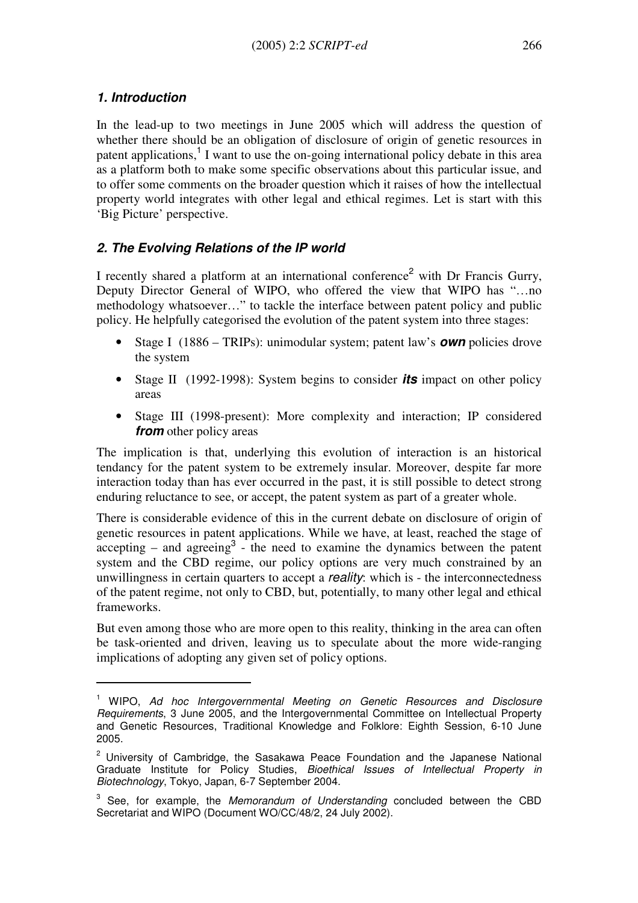### *1. Introduction*

In the lead-up to two meetings in June 2005 which will address the question of whether there should be an obligation of disclosure of origin of genetic resources in patent applications,[1] I want to use the on-going international policy debate in this area as a platform both to make some specific observations about this particular issue, and to offer some comments on the broader question which it raises of how the intellectual property world integrates with other legal and ethical regimes. Let is start with this 'Big Picture' perspective.

### *2. The Evolving Relations of the IP world*

I recently shared a platform at an international conference[2] with Dr Francis Gurry, Deputy Director General of WIPO, who offered the view that WIPO has "…no methodology whatsoever…" to tackle the interface between patent policy and public policy. He helpfully categorised the evolution of the patent system into three stages:

- Stage I (1886 – TRIPs): unimodular system; patent law's ***own*** policies drove the system
- Stage II (1992-1998): System begins to consider ***its*** impact on other policy areas
- Stage III (1998-present): More complexity and interaction; IP considered ***from*** other policy areas

The implication is that, underlying this evolution of interaction is an historical tendancy for the patent system to be extremely insular. Moreover, despite far more interaction today than has ever occurred in the past, it is still possible to detect strong enduring reluctance to see, or accept, the patent system as part of a greater whole.

There is considerable evidence of this in the current debate on disclosure of origin of genetic resources in patent applications. While we have, at least, reached the stage of accepting – and agreeing[3] - the need to examine the dynamics between the patent system and the CBD regime, our policy options are very much constrained by an unwillingness in certain quarters to accept a *reality*: which is - the interconnectedness of the patent regime, not only to CBD, but, potentially, to many other legal and ethical frameworks.

But even among those who are more open to this reality, thinking in the area can often be task-oriented and driven, leaving us to speculate about the more wide-ranging implications of adopting any given set of policy options.

---

[1] WIPO, *Ad hoc Intergovernmental Meeting on Genetic Resources and Disclosure Requirements*, 3 June 2005, and the Intergovernmental Committee on Intellectual Property and Genetic Resources, Traditional Knowledge and Folklore: Eighth Session, 6-10 June 2005.

[2] University of Cambridge, the Sasakawa Peace Foundation and the Japanese National Graduate Institute for Policy Studies, *Bioethical Issues of Intellectual Property in Biotechnology*, Tokyo, Japan, 6-7 September 2004.

[3] See, for example, the *Memorandum of Understanding* concluded between the CBD Secretariat and WIPO (Document WO/CC/48/2, 24 July 2002).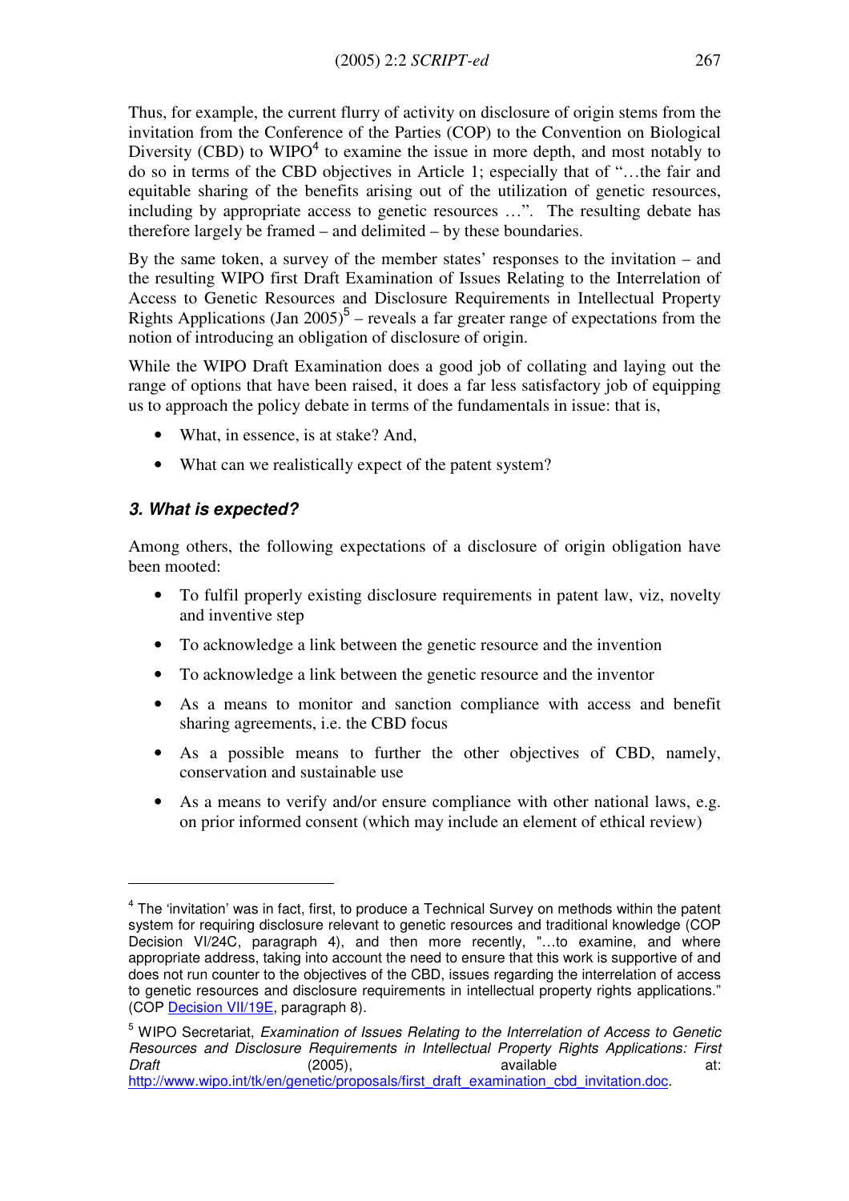Thus, for example, the current flurry of activity on disclosure of origin stems from the invitation from the Conference of the Parties (COP) to the Convention on Biological Diversity (CBD) to WIPO[4] to examine the issue in more depth, and most notably to do so in terms of the CBD objectives in Article 1; especially that of "…the fair and equitable sharing of the benefits arising out of the utilization of genetic resources, including by appropriate access to genetic resources …". The resulting debate has therefore largely be framed – and delimited – by these boundaries.

By the same token, a survey of the member states' responses to the invitation – and the resulting WIPO first Draft Examination of Issues Relating to the Interrelation of Access to Genetic Resources and Disclosure Requirements in Intellectual Property Rights Applications (Jan 2005)[5] – reveals a far greater range of expectations from the notion of introducing an obligation of disclosure of origin.

While the WIPO Draft Examination does a good job of collating and laying out the range of options that have been raised, it does a far less satisfactory job of equipping us to approach the policy debate in terms of the fundamentals in issue: that is,

- What, in essence, is at stake? And,
- What can we realistically expect of the patent system?

### 3. What is expected?

Among others, the following expectations of a disclosure of origin obligation have been mooted:

- To fulfil properly existing disclosure requirements in patent law, viz, novelty and inventive step
- To acknowledge a link between the genetic resource and the invention
- To acknowledge a link between the genetic resource and the inventor
- As a means to monitor and sanction compliance with access and benefit sharing agreements, i.e. the CBD focus
- As a possible means to further the other objectives of CBD, namely, conservation and sustainable use
- As a means to verify and/or ensure compliance with other national laws, e.g. on prior informed consent (which may include an element of ethical review)

---

[4] The 'invitation' was in fact, first, to produce a Technical Survey on methods within the patent system for requiring disclosure relevant to genetic resources and traditional knowledge (COP Decision VI/24C, paragraph 4), and then more recently, "…to examine, and where appropriate address, taking into account the need to ensure that this work is supportive of and does not run counter to the objectives of the CBD, issues regarding the interrelation of access to genetic resources and disclosure requirements in intellectual property rights applications." (COP Decision VII/19E, paragraph 8).

[5] WIPO Secretariat, *Examination of Issues Relating to the Interrelation of Access to Genetic Resources and Disclosure Requirements in Intellectual Property Rights Applications: First Draft* (2005), available at: http://www.wipo.int/tk/en/genetic/proposals/first_draft_examination_cbd_invitation.doc.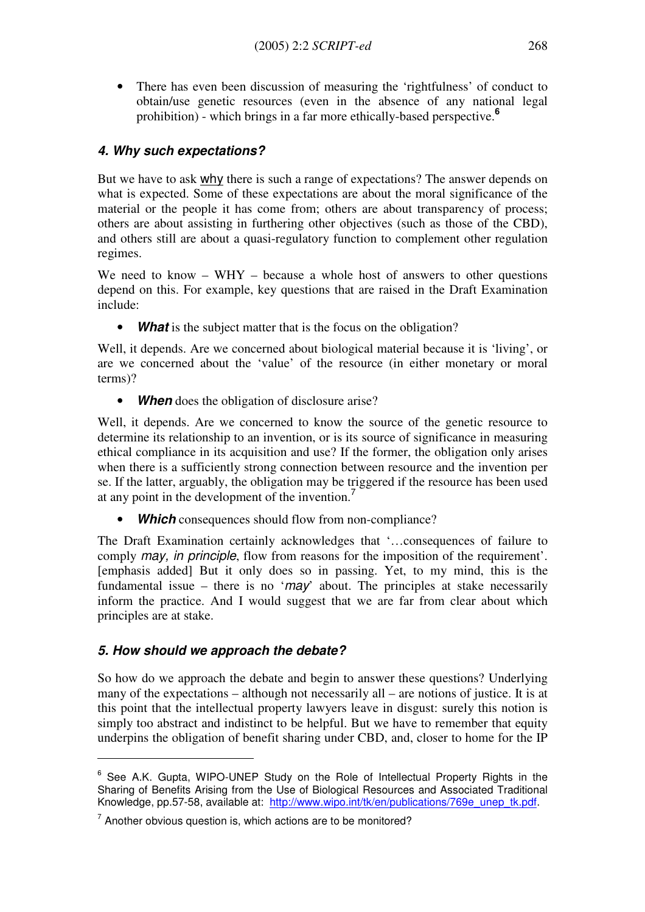- There has even been discussion of measuring the 'rightfulness' of conduct to obtain/use genetic resources (even in the absence of any national legal prohibition) - which brings in a far more ethically-based perspective.[6]

### 4. Why such expectations?

But we have to ask why there is such a range of expectations? The answer depends on what is expected. Some of these expectations are about the moral significance of the material or the people it has come from; others are about transparency of process; others are about assisting in furthering other objectives (such as those of the CBD), and others still are about a quasi-regulatory function to complement other regulation regimes.

We need to know – WHY – because a whole host of answers to other questions depend on this. For example, key questions that are raised in the Draft Examination include:

- ***What*** is the subject matter that is the focus on the obligation?

Well, it depends. Are we concerned about biological material because it is 'living', or are we concerned about the 'value' of the resource (in either monetary or moral terms)?

- ***When*** does the obligation of disclosure arise?

Well, it depends. Are we concerned to know the source of the genetic resource to determine its relationship to an invention, or is its source of significance in measuring ethical compliance in its acquisition and use? If the former, the obligation only arises when there is a sufficiently strong connection between resource and the invention per se. If the latter, arguably, the obligation may be triggered if the resource has been used at any point in the development of the invention.[7]

- ***Which*** consequences should flow from non-compliance?

The Draft Examination certainly acknowledges that '…consequences of failure to comply *may, in principle*, flow from reasons for the imposition of the requirement'. [emphasis added] But it only does so in passing. Yet, to my mind, this is the fundamental issue – there is no '*may*' about. The principles at stake necessarily inform the practice. And I would suggest that we are far from clear about which principles are at stake.

### 5. How should we approach the debate?

So how do we approach the debate and begin to answer these questions? Underlying many of the expectations – although not necessarily all – are notions of justice. It is at this point that the intellectual property lawyers leave in disgust: surely this notion is simply too abstract and indistinct to be helpful. But we have to remember that equity underpins the obligation of benefit sharing under CBD, and, closer to home for the IP

---

[6] See A.K. Gupta, WIPO-UNEP Study on the Role of Intellectual Property Rights in the Sharing of Benefits Arising from the Use of Biological Resources and Associated Traditional Knowledge, pp.57-58, available at: http://www.wipo.int/tk/en/publications/769e_unep_tk.pdf.

[7] Another obvious question is, which actions are to be monitored?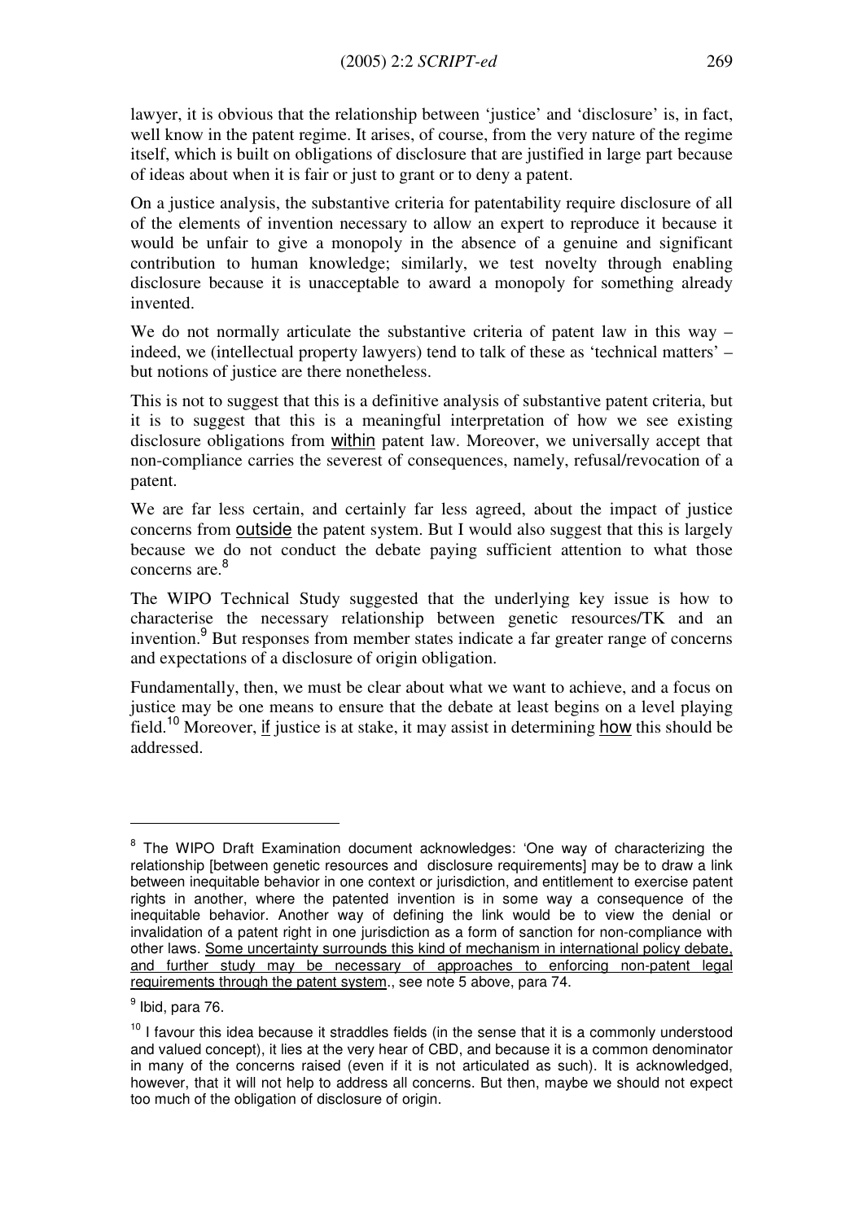lawyer, it is obvious that the relationship between 'justice' and 'disclosure' is, in fact, well know in the patent regime. It arises, of course, from the very nature of the regime itself, which is built on obligations of disclosure that are justified in large part because of ideas about when it is fair or just to grant or to deny a patent.

On a justice analysis, the substantive criteria for patentability require disclosure of all of the elements of invention necessary to allow an expert to reproduce it because it would be unfair to give a monopoly in the absence of a genuine and significant contribution to human knowledge; similarly, we test novelty through enabling disclosure because it is unacceptable to award a monopoly for something already invented.

We do not normally articulate the substantive criteria of patent law in this way – indeed, we (intellectual property lawyers) tend to talk of these as 'technical matters' – but notions of justice are there nonetheless.

This is not to suggest that this is a definitive analysis of substantive patent criteria, but it is to suggest that this is a meaningful interpretation of how we see existing disclosure obligations from <u>within</u> patent law. Moreover, we universally accept that non-compliance carries the severest of consequences, namely, refusal/revocation of a patent.

We are far less certain, and certainly far less agreed, about the impact of justice concerns from <u>outside</u> the patent system. But I would also suggest that this is largely because we do not conduct the debate paying sufficient attention to what those concerns are.[8]

The WIPO Technical Study suggested that the underlying key issue is how to characterise the necessary relationship between genetic resources/TK and an invention.[9] But responses from member states indicate a far greater range of concerns and expectations of a disclosure of origin obligation.

Fundamentally, then, we must be clear about what we want to achieve, and a focus on justice may be one means to ensure that the debate at least begins on a level playing field.[10] Moreover, <u>if</u> justice is at stake, it may assist in determining <u>how</u> this should be addressed.

---

[8] The WIPO Draft Examination document acknowledges: 'One way of characterizing the relationship [between genetic resources and disclosure requirements] may be to draw a link between inequitable behavior in one context or jurisdiction, and entitlement to exercise patent rights in another, where the patented invention is in some way a consequence of the inequitable behavior. Another way of defining the link would be to view the denial or invalidation of a patent right in one jurisdiction as a form of sanction for non-compliance with other laws. <u>Some uncertainty surrounds this kind of mechanism in international policy debate, and further study may be necessary of approaches to enforcing non-patent legal requirements through the patent system</u>., see note 5 above, para 74.

[9] Ibid, para 76.

[10] I favour this idea because it straddles fields (in the sense that it is a commonly understood and valued concept), it lies at the very hear of CBD, and because it is a common denominator in many of the concerns raised (even if it is not articulated as such). It is acknowledged, however, that it will not help to address all concerns. But then, maybe we should not expect too much of the obligation of disclosure of origin.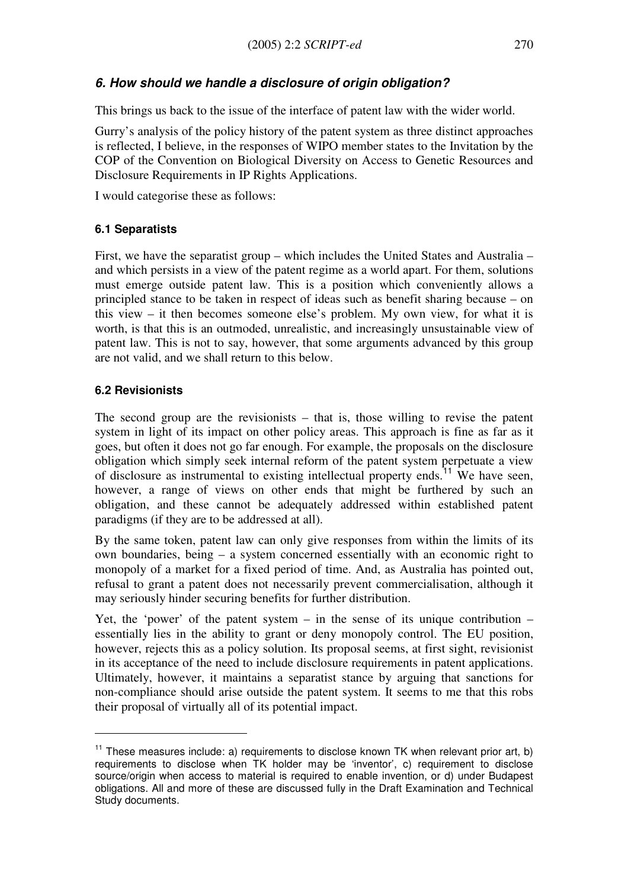### *6. How should we handle a disclosure of origin obligation?*

This brings us back to the issue of the interface of patent law with the wider world.

Gurry's analysis of the policy history of the patent system as three distinct approaches is reflected, I believe, in the responses of WIPO member states to the Invitation by the COP of the Convention on Biological Diversity on Access to Genetic Resources and Disclosure Requirements in IP Rights Applications.

I would categorise these as follows:

#### 6.1 Separatists

First, we have the separatist group – which includes the United States and Australia – and which persists in a view of the patent regime as a world apart. For them, solutions must emerge outside patent law. This is a position which conveniently allows a principled stance to be taken in respect of ideas such as benefit sharing because – on this view – it then becomes someone else's problem. My own view, for what it is worth, is that this is an outmoded, unrealistic, and increasingly unsustainable view of patent law. This is not to say, however, that some arguments advanced by this group are not valid, and we shall return to this below.

#### 6.2 Revisionists

The second group are the revisionists – that is, those willing to revise the patent system in light of its impact on other policy areas. This approach is fine as far as it goes, but often it does not go far enough. For example, the proposals on the disclosure obligation which simply seek internal reform of the patent system perpetuate a view of disclosure as instrumental to existing intellectual property ends.[11] We have seen, however, a range of views on other ends that might be furthered by such an obligation, and these cannot be adequately addressed within established patent paradigms (if they are to be addressed at all).

By the same token, patent law can only give responses from within the limits of its own boundaries, being – a system concerned essentially with an economic right to monopoly of a market for a fixed period of time. And, as Australia has pointed out, refusal to grant a patent does not necessarily prevent commercialisation, although it may seriously hinder securing benefits for further distribution.

Yet, the 'power' of the patent system – in the sense of its unique contribution – essentially lies in the ability to grant or deny monopoly control. The EU position, however, rejects this as a policy solution. Its proposal seems, at first sight, revisionist in its acceptance of the need to include disclosure requirements in patent applications. Ultimately, however, it maintains a separatist stance by arguing that sanctions for non-compliance should arise outside the patent system. It seems to me that this robs their proposal of virtually all of its potential impact.

---

[11] These measures include: a) requirements to disclose known TK when relevant prior art, b) requirements to disclose when TK holder may be 'inventor', c) requirement to disclose source/origin when access to material is required to enable invention, or d) under Budapest obligations. All and more of these are discussed fully in the Draft Examination and Technical Study documents.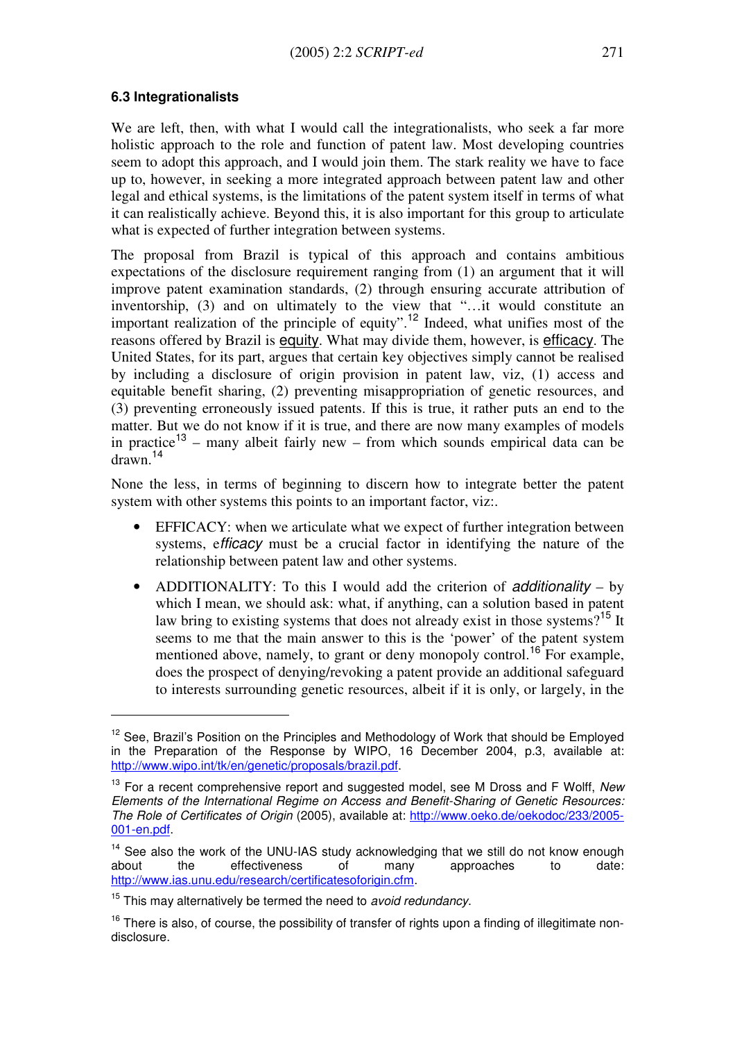### 6.3 Integrationalists

We are left, then, with what I would call the integrationalists, who seek a far more holistic approach to the role and function of patent law. Most developing countries seem to adopt this approach, and I would join them. The stark reality we have to face up to, however, in seeking a more integrated approach between patent law and other legal and ethical systems, is the limitations of the patent system itself in terms of what it can realistically achieve. Beyond this, it is also important for this group to articulate what is expected of further integration between systems.

The proposal from Brazil is typical of this approach and contains ambitious expectations of the disclosure requirement ranging from (1) an argument that it will improve patent examination standards, (2) through ensuring accurate attribution of inventorship, (3) and on ultimately to the view that "…it would constitute an important realization of the principle of equity".[12] Indeed, what unifies most of the reasons offered by Brazil is equity. What may divide them, however, is efficacy. The United States, for its part, argues that certain key objectives simply cannot be realised by including a disclosure of origin provision in patent law, viz, (1) access and equitable benefit sharing, (2) preventing misappropriation of genetic resources, and (3) preventing erroneously issued patents. If this is true, it rather puts an end to the matter. But we do not know if it is true, and there are now many examples of models in practice[13] – many albeit fairly new – from which sounds empirical data can be drawn.[14]

None the less, in terms of beginning to discern how to integrate better the patent system with other systems this points to an important factor, viz:.

- EFFICACY: when we articulate what we expect of further integration between systems, e*fficacy* must be a crucial factor in identifying the nature of the relationship between patent law and other systems.
- ADDITIONALITY: To this I would add the criterion of *additionality* – by which I mean, we should ask: what, if anything, can a solution based in patent law bring to existing systems that does not already exist in those systems?[15] It seems to me that the main answer to this is the 'power' of the patent system mentioned above, namely, to grant or deny monopoly control.[16] For example, does the prospect of denying/revoking a patent provide an additional safeguard to interests surrounding genetic resources, albeit if it is only, or largely, in the

---

[12] See, Brazil's Position on the Principles and Methodology of Work that should be Employed in the Preparation of the Response by WIPO, 16 December 2004, p.3, available at: http://www.wipo.int/tk/en/genetic/proposals/brazil.pdf.

[13] For a recent comprehensive report and suggested model, see M Dross and F Wolff, *New Elements of the International Regime on Access and Benefit-Sharing of Genetic Resources: The Role of Certificates of Origin* (2005), available at: http://www.oeko.de/oekodoc/233/2005-001-en.pdf.

[14] See also the work of the UNU-IAS study acknowledging that we still do not know enough about the effectiveness of many approaches to date: http://www.ias.unu.edu/research/certificatesoforigin.cfm.

[15] This may alternatively be termed the need to *avoid redundancy.*

[16] There is also, of course, the possibility of transfer of rights upon a finding of illegitimate non-disclosure.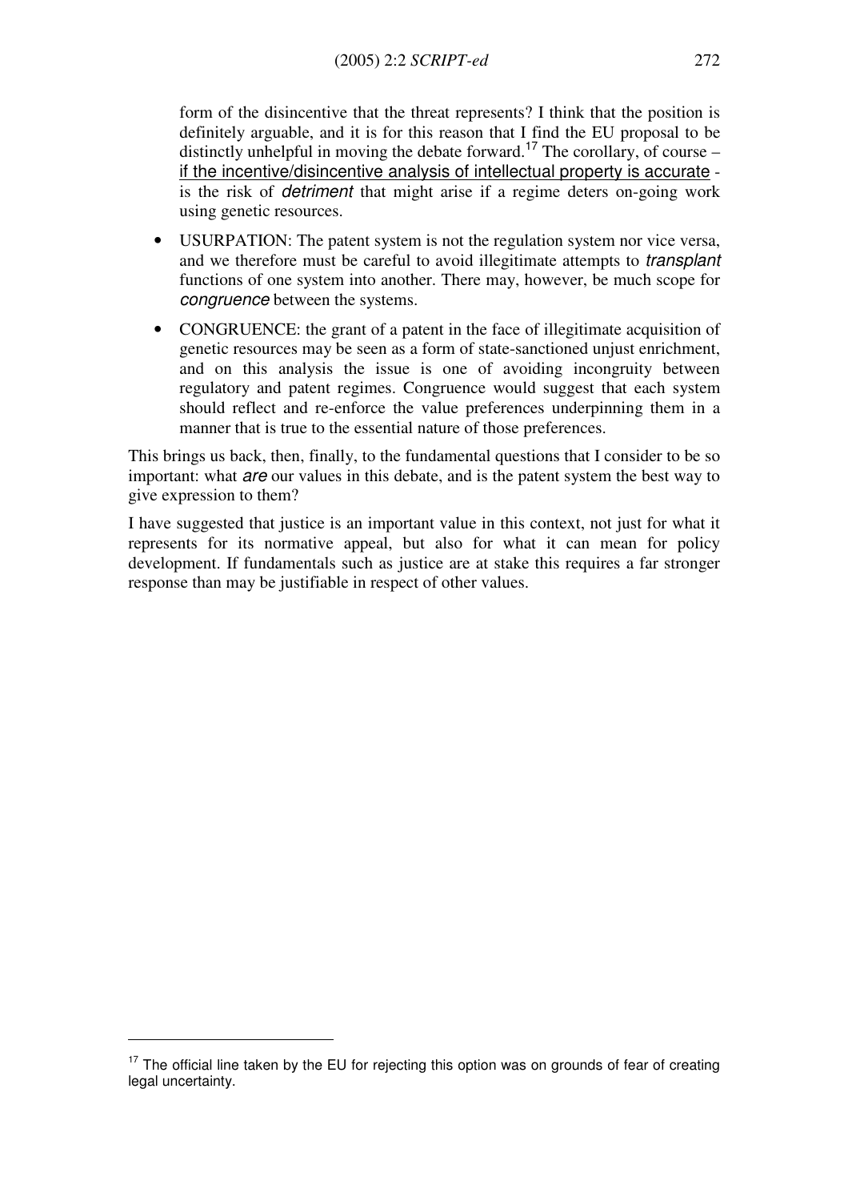form of the disincentive that the threat represents? I think that the position is definitely arguable, and it is for this reason that I find the EU proposal to be distinctly unhelpful in moving the debate forward.[17] The corollary, of course – <u>if the incentive/disincentive analysis of intellectual property is accurate</u> - is the risk of *detriment* that might arise if a regime deters on-going work using genetic resources.

- USURPATION: The patent system is not the regulation system nor vice versa, and we therefore must be careful to avoid illegitimate attempts to *transplant* functions of one system into another. There may, however, be much scope for *congruence* between the systems.
- CONGRUENCE: the grant of a patent in the face of illegitimate acquisition of genetic resources may be seen as a form of state-sanctioned unjust enrichment, and on this analysis the issue is one of avoiding incongruity between regulatory and patent regimes. Congruence would suggest that each system should reflect and re-enforce the value preferences underpinning them in a manner that is true to the essential nature of those preferences.

This brings us back, then, finally, to the fundamental questions that I consider to be so important: what *are* our values in this debate, and is the patent system the best way to give expression to them?

I have suggested that justice is an important value in this context, not just for what it represents for its normative appeal, but also for what it can mean for policy development. If fundamentals such as justice are at stake this requires a far stronger response than may be justifiable in respect of other values.

[17] The official line taken by the EU for rejecting this option was on grounds of fear of creating legal uncertainty.